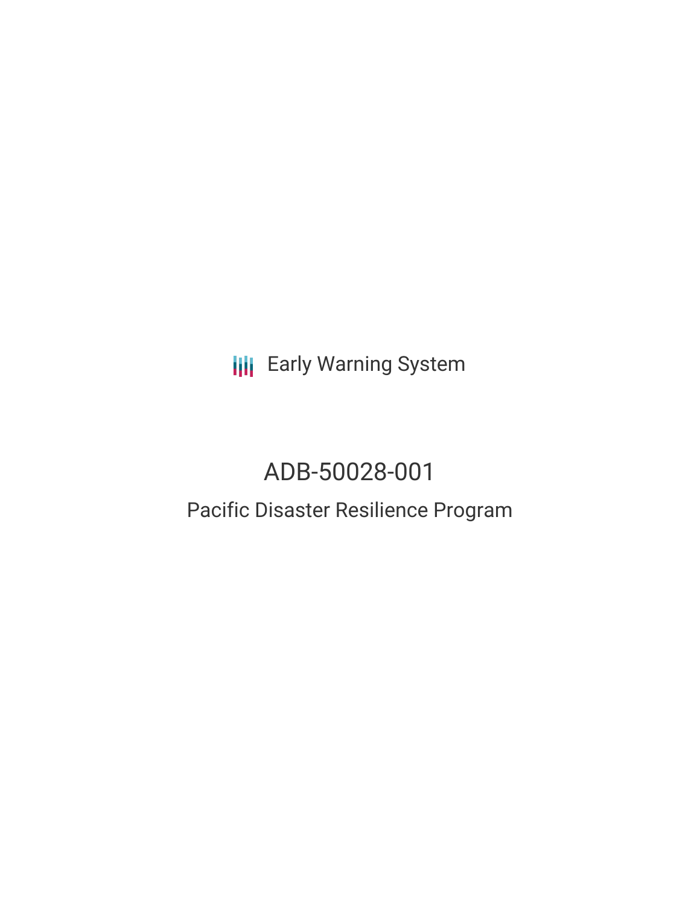Early Warning System

# ADB-50028-001

## Pacific Disaster Resilience Program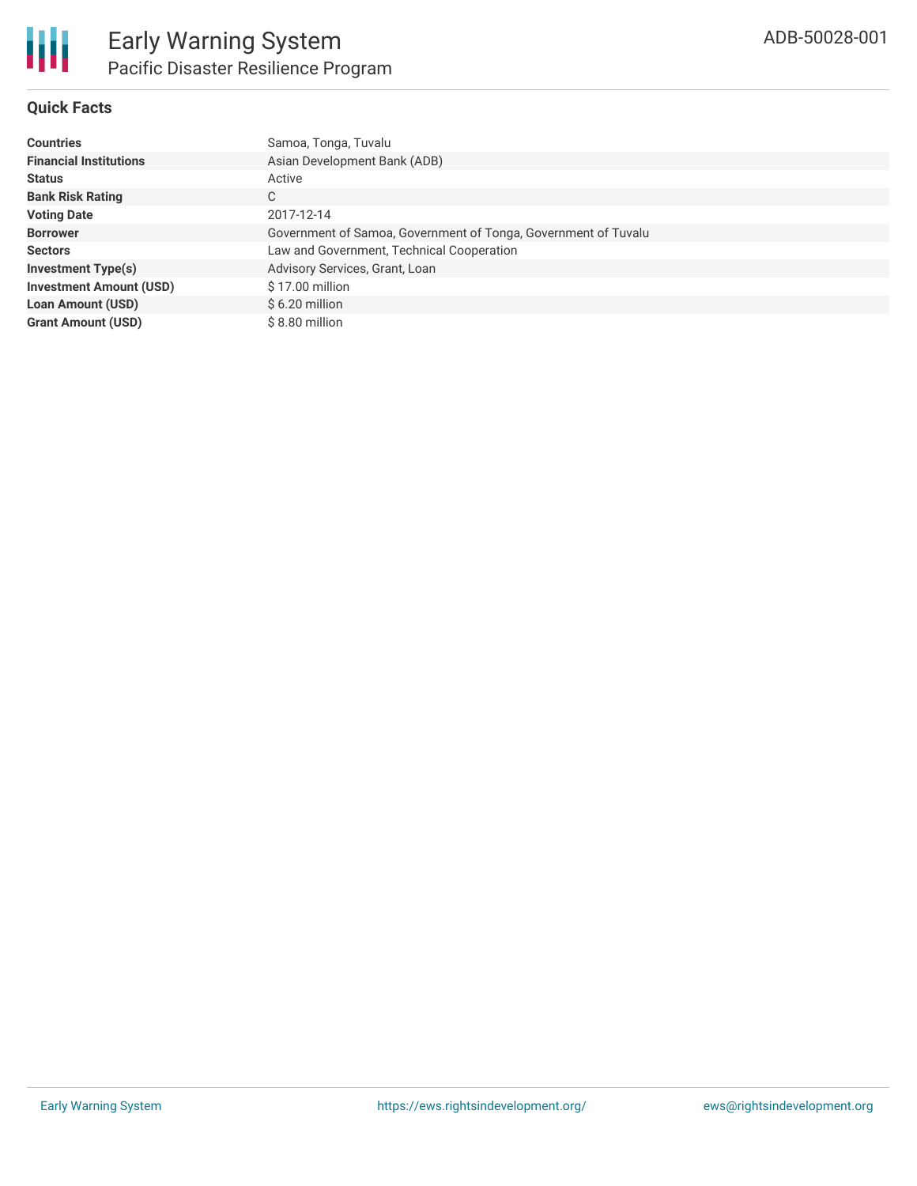# Pacific Disaster Resilience Program

## Quick Facts

| | |
|---|---|
| **Countries** | Samoa, Tonga, Tuvalu |
| **Financial Institutions** | Asian Development Bank (ADB) |
| **Status** | Active |
| **Bank Risk Rating** | C |
| **Voting Date** | 2017-12-14 |
| **Borrower** | Government of Samoa, Government of Tonga, Government of Tuvalu |
| **Sectors** | Law and Government, Technical Cooperation |
| **Investment Type(s)** | Advisory Services, Grant, Loan |
| **Investment Amount (USD)** | $ 17.00 million |
| **Loan Amount (USD)** | $ 6.20 million |
| **Grant Amount (USD)** | $ 8.80 million |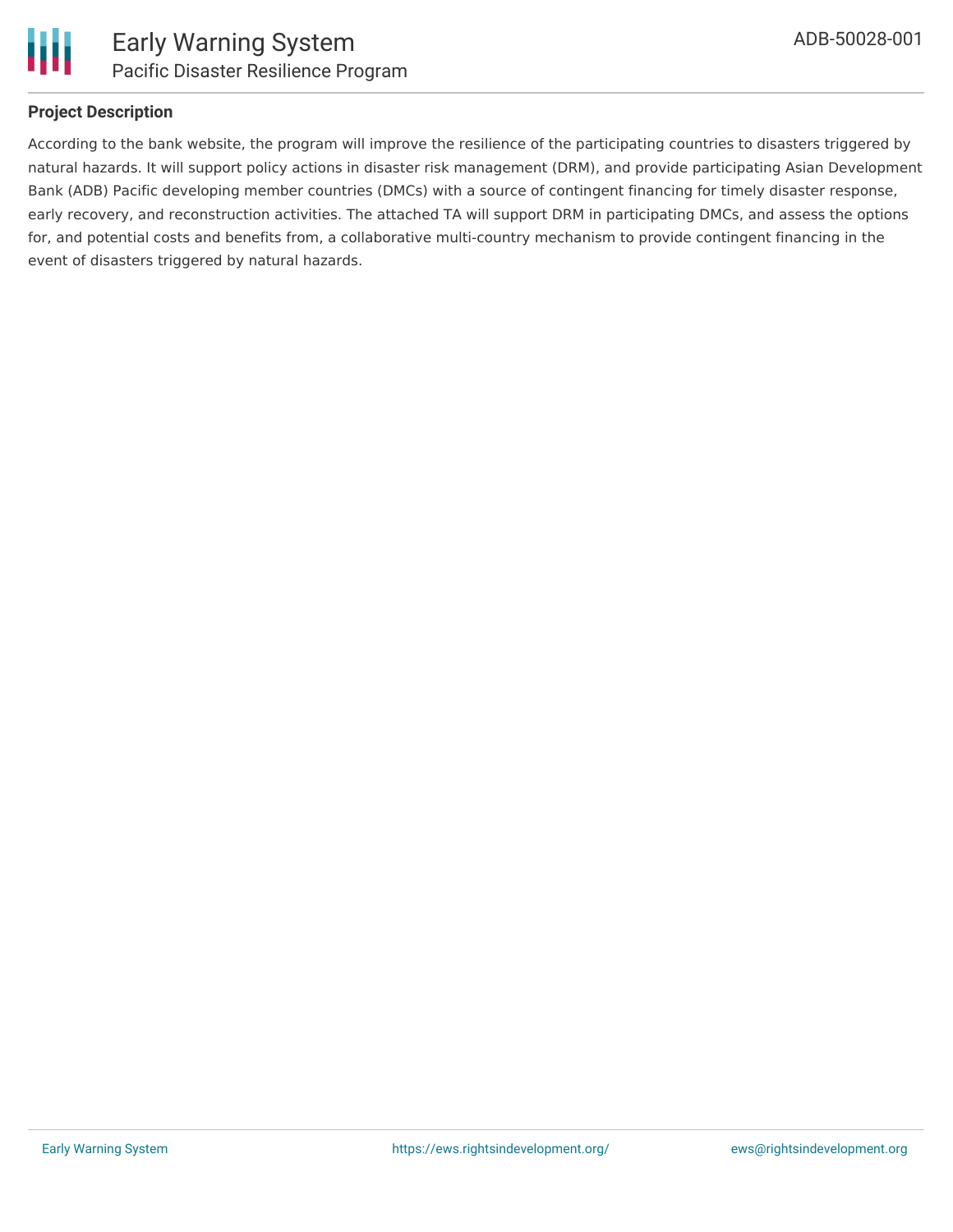## Project Description

According to the bank website, the program will improve the resilience of the participating countries to disasters triggered by natural hazards. It will support policy actions in disaster risk management (DRM), and provide participating Asian Development Bank (ADB) Pacific developing member countries (DMCs) with a source of contingent financing for timely disaster response, early recovery, and reconstruction activities. The attached TA will support DRM in participating DMCs, and assess the options for, and potential costs and benefits from, a collaborative multi-country mechanism to provide contingent financing in the event of disasters triggered by natural hazards.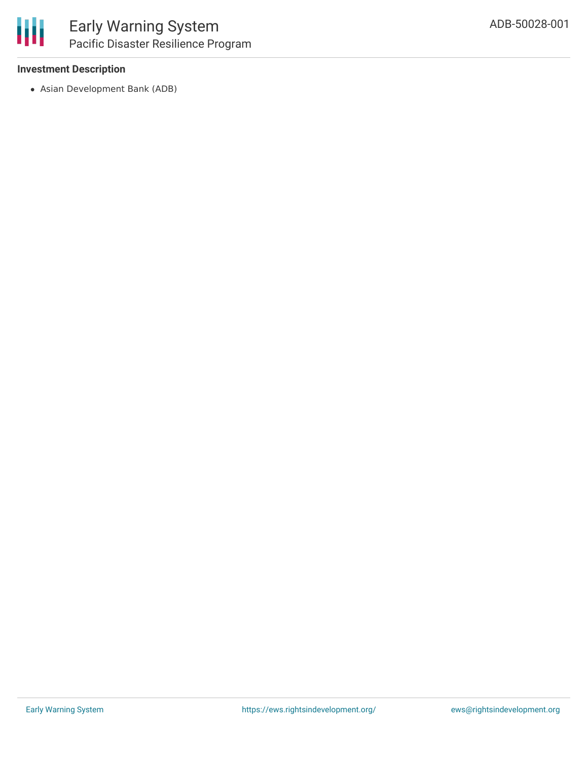### Investment Description

- Asian Development Bank (ADB)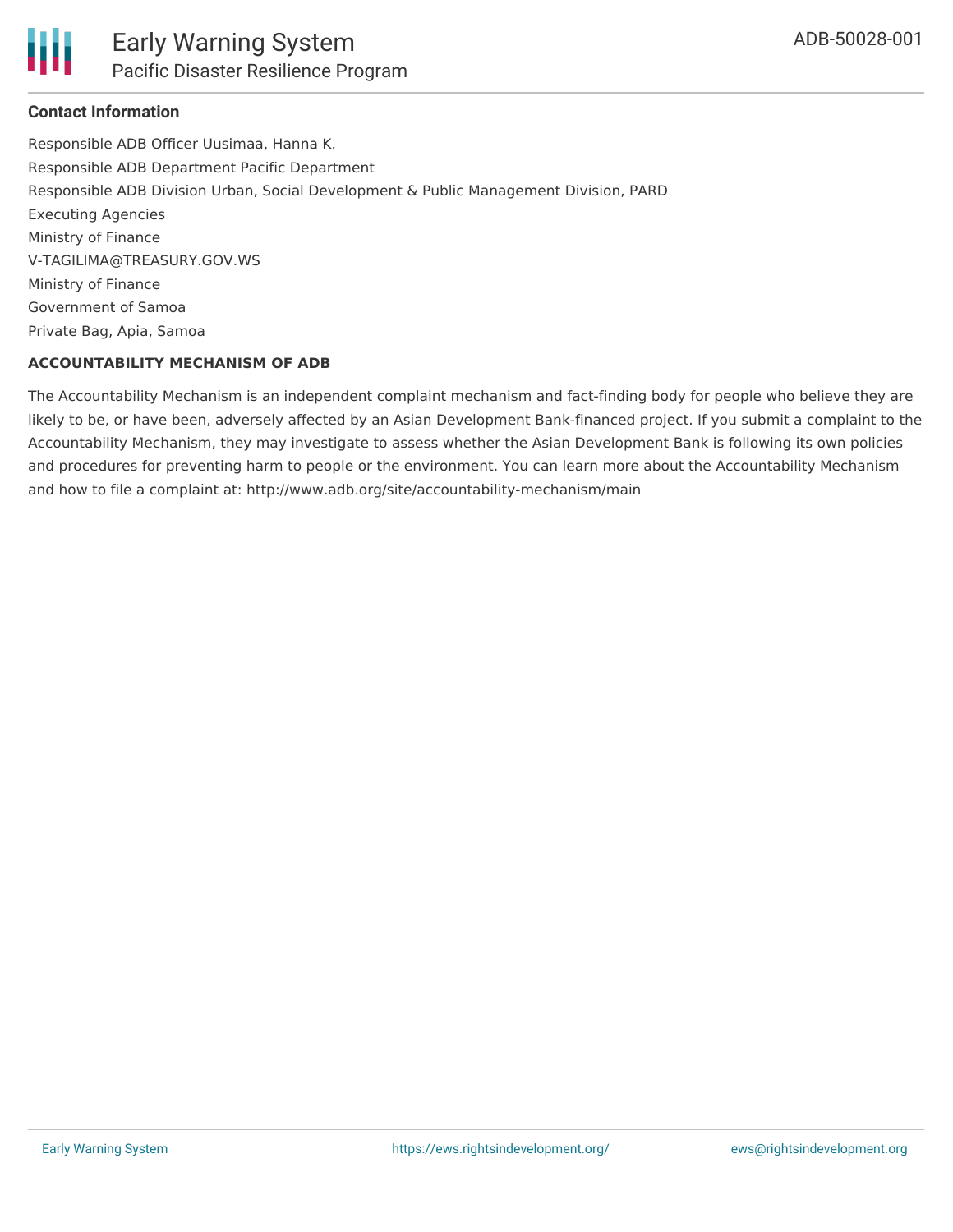## Contact Information

Responsible ADB Officer Uusimaa, Hanna K.
Responsible ADB Department Pacific Department
Responsible ADB Division Urban, Social Development & Public Management Division, PARD
Executing Agencies
Ministry of Finance
V-TAGILIMA@TREASURY.GOV.WS
Ministry of Finance
Government of Samoa
Private Bag, Apia, Samoa

**ACCOUNTABILITY MECHANISM OF ADB**

The Accountability Mechanism is an independent complaint mechanism and fact-finding body for people who believe they are likely to be, or have been, adversely affected by an Asian Development Bank-financed project. If you submit a complaint to the Accountability Mechanism, they may investigate to assess whether the Asian Development Bank is following its own policies and procedures for preventing harm to people or the environment. You can learn more about the Accountability Mechanism and how to file a complaint at: http://www.adb.org/site/accountability-mechanism/main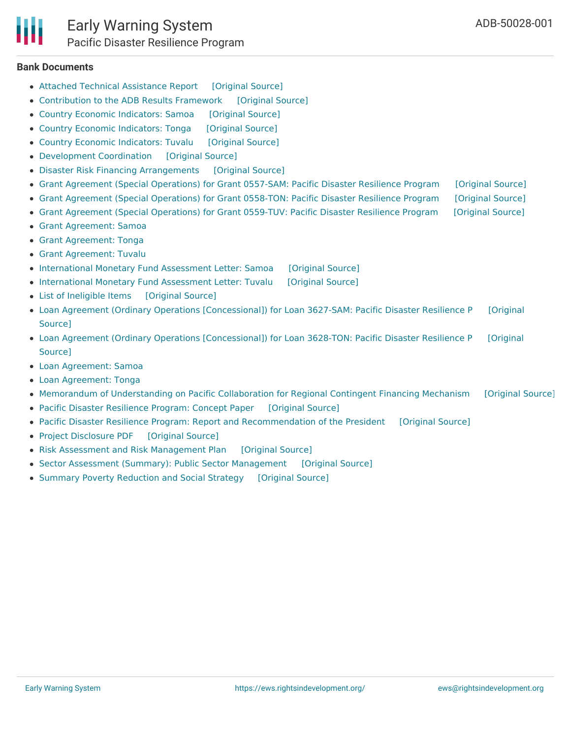## Bank Documents

- Attached Technical Assistance Report [Original Source]
- Contribution to the ADB Results Framework [Original Source]
- Country Economic Indicators: Samoa [Original Source]
- Country Economic Indicators: Tonga [Original Source]
- Country Economic Indicators: Tuvalu [Original Source]
- Development Coordination [Original Source]
- Disaster Risk Financing Arrangements [Original Source]
- Grant Agreement (Special Operations) for Grant 0557-SAM: Pacific Disaster Resilience Program [Original Source]
- Grant Agreement (Special Operations) for Grant 0558-TON: Pacific Disaster Resilience Program [Original Source]
- Grant Agreement (Special Operations) for Grant 0559-TUV: Pacific Disaster Resilience Program [Original Source]
- Grant Agreement: Samoa
- Grant Agreement: Tonga
- Grant Agreement: Tuvalu
- International Monetary Fund Assessment Letter: Samoa [Original Source]
- International Monetary Fund Assessment Letter: Tuvalu [Original Source]
- List of Ineligible Items [Original Source]
- Loan Agreement (Ordinary Operations [Concessional]) for Loan 3627-SAM: Pacific Disaster Resilience P [Original Source]
- Loan Agreement (Ordinary Operations [Concessional]) for Loan 3628-TON: Pacific Disaster Resilience P [Original Source]
- Loan Agreement: Samoa
- Loan Agreement: Tonga
- Memorandum of Understanding on Pacific Collaboration for Regional Contingent Financing Mechanism [Original Source]
- Pacific Disaster Resilience Program: Concept Paper [Original Source]
- Pacific Disaster Resilience Program: Report and Recommendation of the President [Original Source]
- Project Disclosure PDF [Original Source]
- Risk Assessment and Risk Management Plan [Original Source]
- Sector Assessment (Summary): Public Sector Management [Original Source]
- Summary Poverty Reduction and Social Strategy [Original Source]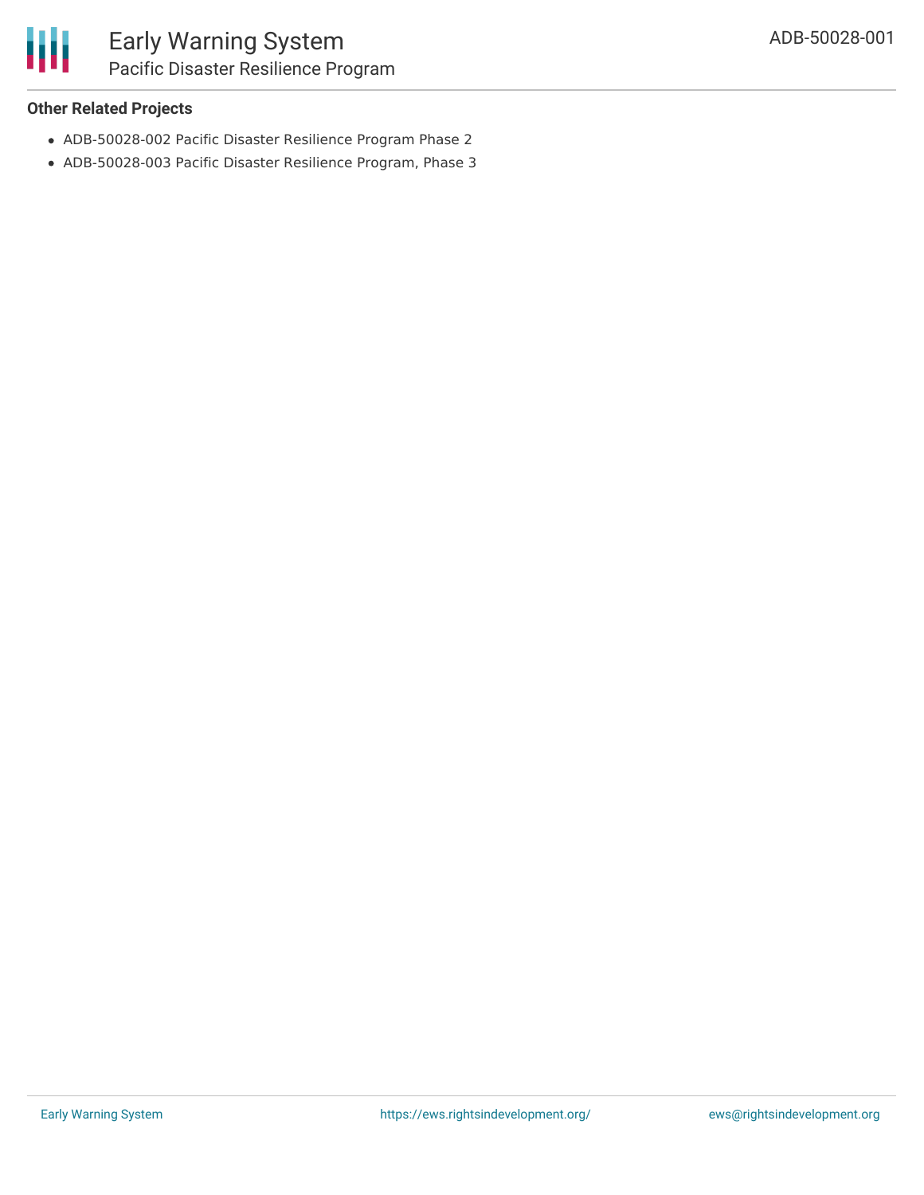#### Other Related Projects

- ADB-50028-002 Pacific Disaster Resilience Program Phase 2
- ADB-50028-003 Pacific Disaster Resilience Program, Phase 3